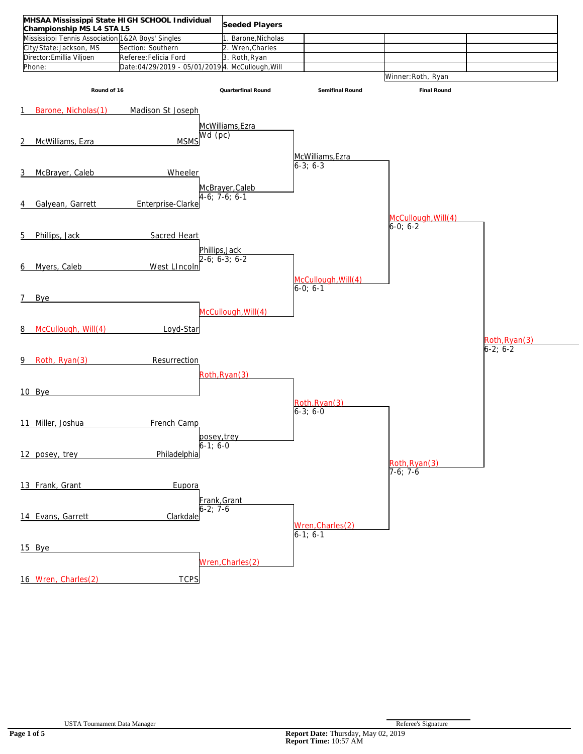| MHSAA Mississippi State HIGH SCHOOL Individual Championship MS L4 STA L5 | | Seeded Players |
|---|---|---|
| Mississippi Tennis Association | 1&2A Boys' Singles | 1. Barone,Nicholas |
| City/State: Jackson, MS | Section: Southern | 2. Wren,Charles |
| Director: Emillia Viljoen | Referee: Felicia Ford | 3. Roth,Ryan |
| Phone: | Date: 04/29/2019 - 05/01/2019 | 4. McCullough,Will |

Winner: Roth, Ryan

## Round of 16

| # | Player | School |
|---|---|---|
| 1 | Barone, Nicholas(1) | Madison St Joseph |
| 2 | McWilliams, Ezra | MSMS |
| 3 | McBrayer, Caleb | Wheeler |
| 4 | Galyean, Garrett | Enterprise-Clarke |
| 5 | Phillips, Jack | Sacred Heart |
| 6 | Myers, Caleb | West LIncoln |
| 7 | Bye | |
| 8 | McCullough, Will(4) | Loyd-Star |
| 9 | Roth, Ryan(3) | Resurrection |
| 10 | Bye | |
| 11 | Miller, Joshua | French Camp |
| 12 | posey, trey | Philadelphia |
| 13 | Frank, Grant | Eupora |
| 14 | Evans, Garrett | Clarkdale |
| 15 | Bye | |
| 16 | Wren, Charles(2) | TCPS |

## Quarterfinal Round

- McWilliams,Ezra — Wd (pc)
- McBrayer,Caleb — 4-6; 7-6; 6-1
- Phillips,Jack — 2-6; 6-3; 6-2
- McCullough,Will(4)
- Roth,Ryan(3)
- posey,trey — 6-1; 6-0
- Frank,Grant — 6-2; 7-6
- Wren,Charles(2)

## Semifinal Round

- McWilliams,Ezra — 6-3; 6-3
- McCullough,Will(4) — 6-0; 6-1
- Roth,Ryan(3) — 6-3; 6-0
- Wren,Charles(2) — 6-1; 6-1

## Final Round

- McCullough,Will(4) — 6-0; 6-2
- Roth,Ryan(3) — 7-6; 7-6

## Winner

Roth,Ryan(3) — 6-2; 6-2

USTA Tournament Data Manager

Referee's Signature

**Report Date:** Thursday, May 02, 2019
**Report Time:** 10:57 AM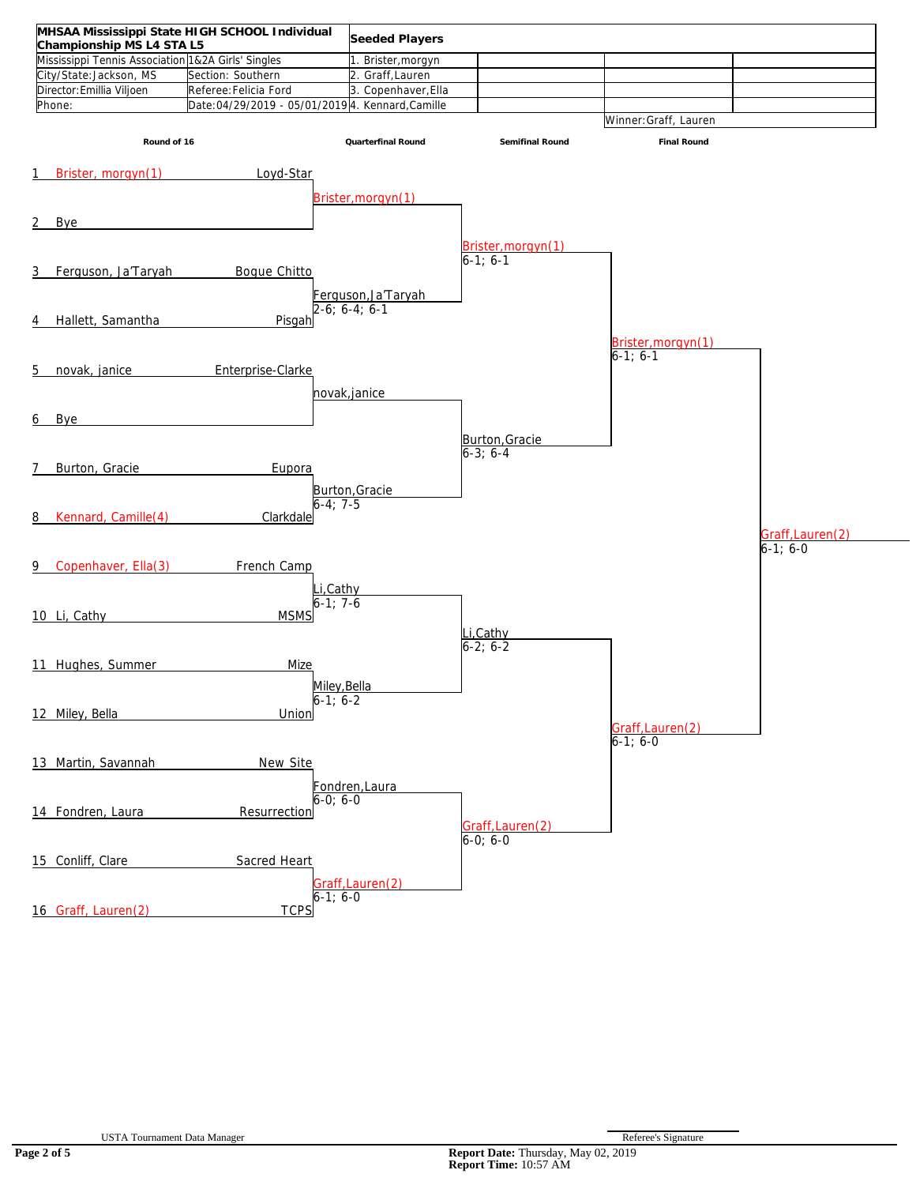| MHSAA Mississippi State HIGH SCHOOL Individual Championship MS L4 STA L5 | | Seeded Players |
|---|---|---|
| Mississippi Tennis Association | 1&2A Girls' Singles | 1. Brister,morgyn |
| City/State: Jackson, MS | Section: Southern | 2. Graff,Lauren |
| Director: Emillia Viljoen | Referee: Felicia Ford | 3. Copenhaver,Ella |
| Phone: | Date: 04/29/2019 - 05/01/2019 | 4. Kennard,Camille |

Winner: Graff, Lauren

## Round of 16

| # | Player | School |
|---|---|---|
| 1 | Brister, morgyn(1) | Loyd-Star |
| 2 | Bye | |
| 3 | Ferguson, Ja'Taryah | Bogue Chitto |
| 4 | Hallett, Samantha | Pisgah |
| 5 | novak, janice | Enterprise-Clarke |
| 6 | Bye | |
| 7 | Burton, Gracie | Eupora |
| 8 | Kennard, Camille(4) | Clarkdale |
| 9 | Copenhaver, Ella(3) | French Camp |
| 10 | Li, Cathy | MSMS |
| 11 | Hughes, Summer | Mize |
| 12 | Miley, Bella | Union |
| 13 | Martin, Savannah | New Site |
| 14 | Fondren, Laura | Resurrection |
| 15 | Conliff, Clare | Sacred Heart |
| 16 | Graff, Lauren(2) | TCPS |

## Quarterfinal Round

- Brister,morgyn(1)
- Ferguson,Ja'Taryah 2-6; 6-4; 6-1
- novak,janice
- Burton,Gracie 6-4; 7-5
- Li,Cathy 6-1; 7-6
- Miley,Bella 6-1; 6-2
- Fondren,Laura 6-0; 6-0
- Graff,Lauren(2) 6-1; 6-0

## Semifinal Round

- Brister,morgyn(1) 6-1; 6-1
- Burton,Gracie 6-3; 6-4
- Li,Cathy 6-2; 6-2
- Graff,Lauren(2) 6-0; 6-0

## Final Round

- Brister,morgyn(1) 6-1; 6-1
- Graff,Lauren(2) 6-1; 6-0

**Winner:** Graff,Lauren(2) 6-1; 6-0

USTA Tournament Data Manager

Referee's Signature

**Report Date:** Thursday, May 02, 2019
**Report Time:** 10:57 AM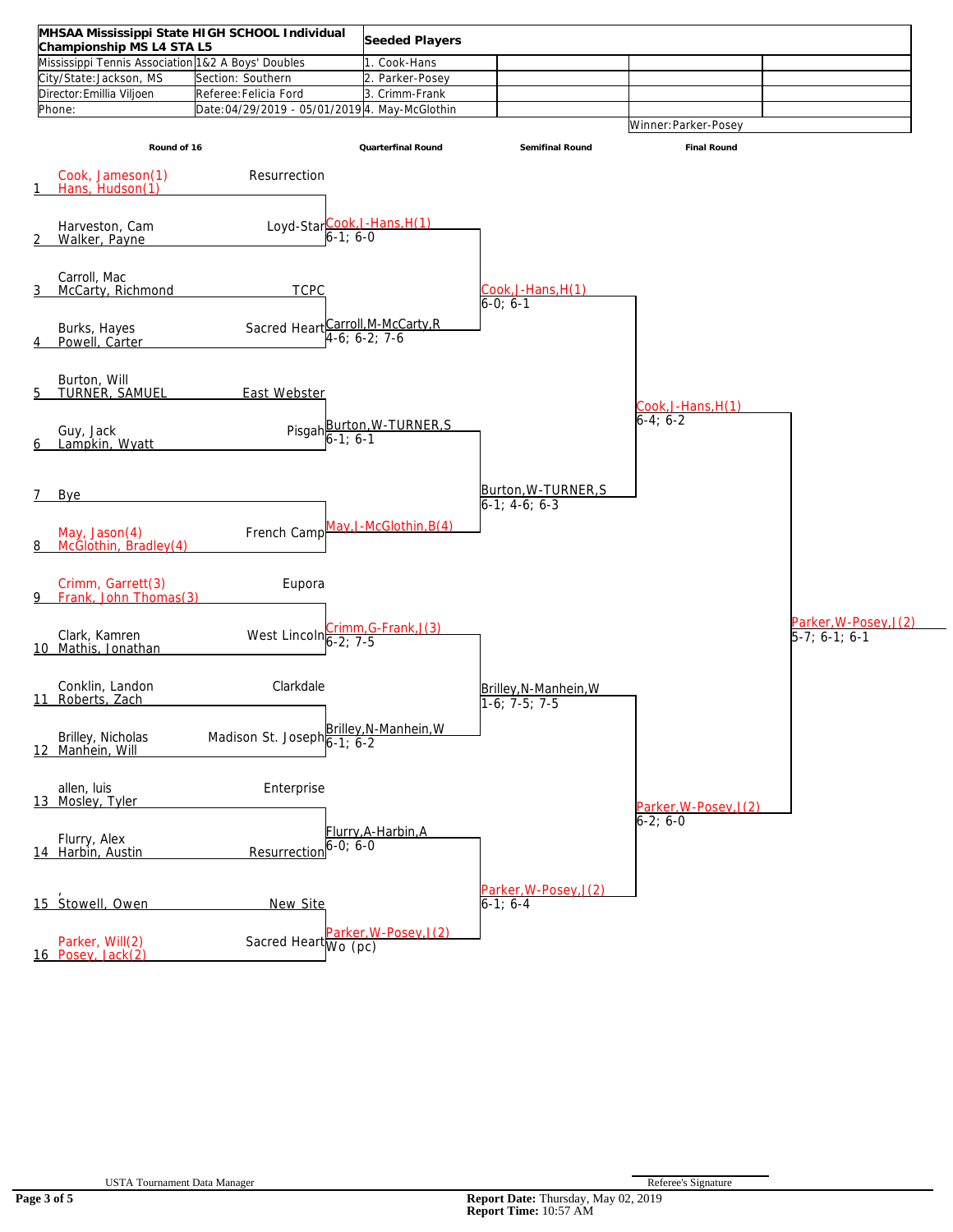| MHSAA Mississippi State HIGH SCHOOL Individual Championship MS L4 STA L5 | | Seeded Players | | | |
|---|---|---|---|---|---|
| Mississippi Tennis Association | 1&2 A Boys' Doubles | 1. Cook-Hans | | | |
| City/State: Jackson, MS | Section: Southern | 2. Parker-Posey | | | |
| Director: Emillia Viljoen | Referee: Felicia Ford | 3. Crimm-Frank | | | |
| Phone: | Date: 04/29/2019 - 05/01/2019 | 4. May-McGlothin | | | |
| | | | | Winner: Parker-Posey | |

| # | Round of 16 | School | Quarterfinal Round | Semifinal Round | Final Round | Winner |
|---|---|---|---|---|---|---|
| 1 | Cook, Jameson(1) / Hans, Hudson(1) | Resurrection | Cook,J-Hans,H(1) 6-1; 6-0 | Cook,J-Hans,H(1) 6-0; 6-1 | Cook,J-Hans,H(1) 6-4; 6-2 | Parker,W-Posey,J(2) 5-7; 6-1; 6-1 |
| 2 | Harveston, Cam / Walker, Payne | Loyd-Star | | | | |
| 3 | Carroll, Mac / McCarty, Richmond | TCPC | Carroll,M-McCarty,R 4-6; 6-2; 7-6 | | | |
| 4 | Burks, Hayes / Powell, Carter | Sacred Heart | | | | |
| 5 | Burton, Will / TURNER, SAMUEL | East Webster | Burton,W-TURNER,S 6-1; 6-1 | Burton,W-TURNER,S 6-1; 4-6; 6-3 | | |
| 6 | Guy, Jack / Lampkin, Wyatt | Pisgah | | | | |
| 7 | Bye | | May,J-McGlothin,B(4) | | | |
| 8 | May, Jason(4) / McGlothin, Bradley(4) | French Camp | | | | |
| 9 | Crimm, Garrett(3) / Frank, John Thomas(3) | Eupora | Crimm,G-Frank,J(3) 6-2; 7-5 | Brilley,N-Manhein,W 1-6; 7-5; 7-5 | Parker,W-Posey,J(2) 6-2; 6-0 | |
| 10 | Clark, Kamren / Mathis, Jonathan | West Lincoln | | | | |
| 11 | Conklin, Landon / Roberts, Zach | Clarkdale | Brilley,N-Manhein,W 6-1; 6-2 | | | |
| 12 | Brilley, Nicholas / Manhein, Will | Madison St. Joseph | | | | |
| 13 | allen, luis / Mosley, Tyler | Enterprise | Flurry,A-Harbin,A 6-0; 6-0 | Parker,W-Posey,J(2) 6-1; 6-4 | | |
| 14 | Flurry, Alex / Harbin, Austin | Resurrection | | | | |
| 15 | , / Stowell, Owen | New Site | Parker,W-Posey,J(2) Wo (pc) | | | |
| 16 | Parker, Will(2) / Posey, Jack(2) | Sacred Heart | | | | |

USTA Tournament Data Manager

Referee's Signature

**Report Date:** Thursday, May 02, 2019
**Report Time:** 10:57 AM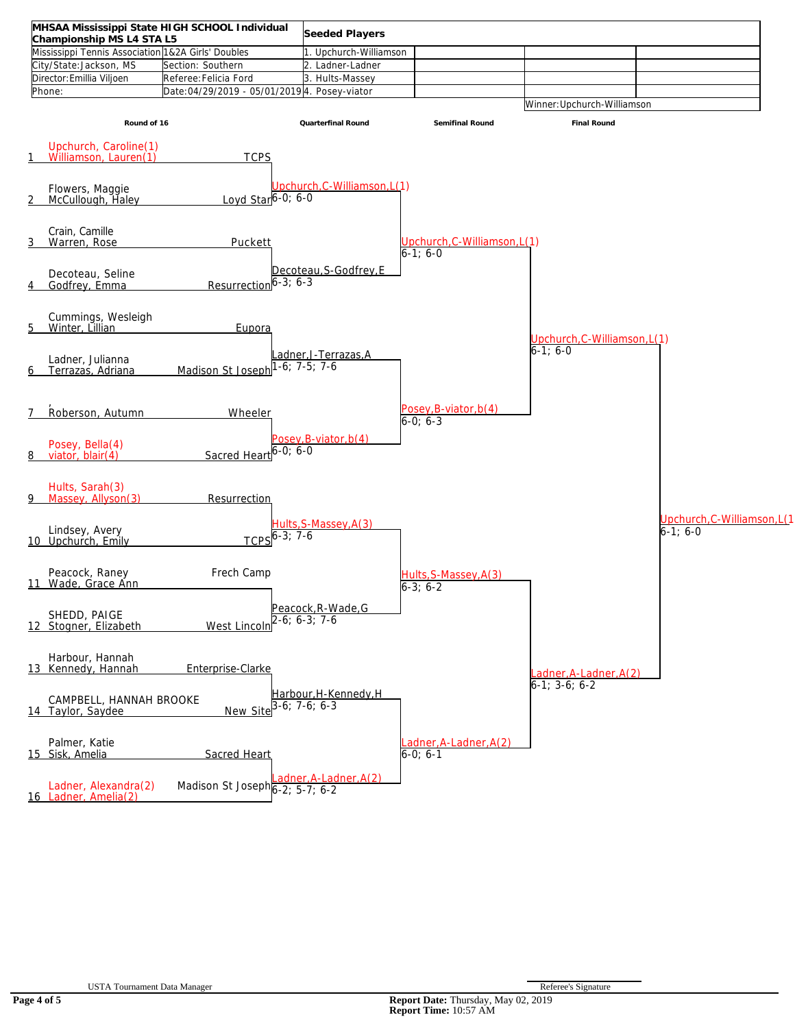| MHSAA Mississippi State HIGH SCHOOL Individual Championship MS L4 STA L5 | | Seeded Players | | | |
|---|---|---|---|---|---|
| Mississippi Tennis Association | 1&2A Girls' Doubles | 1. Upchurch-Williamson | | | |
| City/State: Jackson, MS | Section: Southern | 2. Ladner-Ladner | | | |
| Director: Emillia Viljoen | Referee: Felicia Ford | 3. Hults-Massey | | | |
| Phone: | Date: 04/29/2019 - 05/01/2019 | 4. Posey-viator | | | |
| | | | | Winner: Upchurch-Williamson | |

| # | Round of 16 | School | Quarterfinal Round | Semifinal Round | Final Round |
|---|---|---|---|---|---|
| 1 | Upchurch, Caroline(1) / Williamson, Lauren(1) | TCPS | Upchurch,C-Williamson,L(1) 6-0; 6-0 | Upchurch,C-Williamson,L(1) 6-1; 6-0 | Upchurch,C-Williamson,L(1) 6-1; 6-0 |
| 2 | Flowers, Maggie / McCullough, Haley | Loyd Star | | | |
| 3 | Crain, Camille / Warren, Rose | Puckett | Decoteau,S-Godfrey,E 6-3; 6-3 | | |
| 4 | Decoteau, Seline / Godfrey, Emma | Resurrection | | | |
| 5 | Cummings, Wesleigh / Winter, Lillian | Eupora | Ladner,J-Terrazas,A 1-6; 7-5; 7-6 | Posey,B-viator,b(4) 6-0; 6-3 | |
| 6 | Ladner, Julianna / Terrazas, Adriana | Madison St Joseph | | | |
| 7 | , / Roberson, Autumn | Wheeler | Posey,B-viator,b(4) 6-0; 6-0 | | |
| 8 | Posey, Bella(4) / viator, blair(4) | Sacred Heart | | | |
| 9 | Hults, Sarah(3) / Massey, Allyson(3) | Resurrection | Hults,S-Massey,A(3) 6-3; 7-6 | Hults,S-Massey,A(3) 6-3; 6-2 | Ladner,A-Ladner,A(2) 6-1; 3-6; 6-2 |
| 10 | Lindsey, Avery / Upchurch, Emily | TCPS | | | |
| 11 | Peacock, Raney / Wade, Grace Ann | Frech Camp | Peacock,R-Wade,G 2-6; 6-3; 7-6 | | |
| 12 | SHEDD, PAIGE / Stogner, Elizabeth | West Lincoln | | | |
| 13 | Harbour, Hannah / Kennedy, Hannah | Enterprise-Clarke | Harbour,H-Kennedy,H 3-6; 7-6; 6-3 | Ladner,A-Ladner,A(2) 6-0; 6-1 | |
| 14 | CAMPBELL, HANNAH BROOKE / Taylor, Saydee | New Site | | | |
| 15 | Palmer, Katie / Sisk, Amelia | Sacred Heart | Ladner,A-Ladner,A(2) 6-2; 5-7; 6-2 | | |
| 16 | Ladner, Alexandra(2) / Ladner, Amelia(2) | Madison St Joseph | | | |

**Champion:** Upchurch,C-Williamson,L(1) 6-1; 6-0

USTA Tournament Data Manager

Referee's Signature

**Report Date:** Thursday, May 02, 2019
**Report Time:** 10:57 AM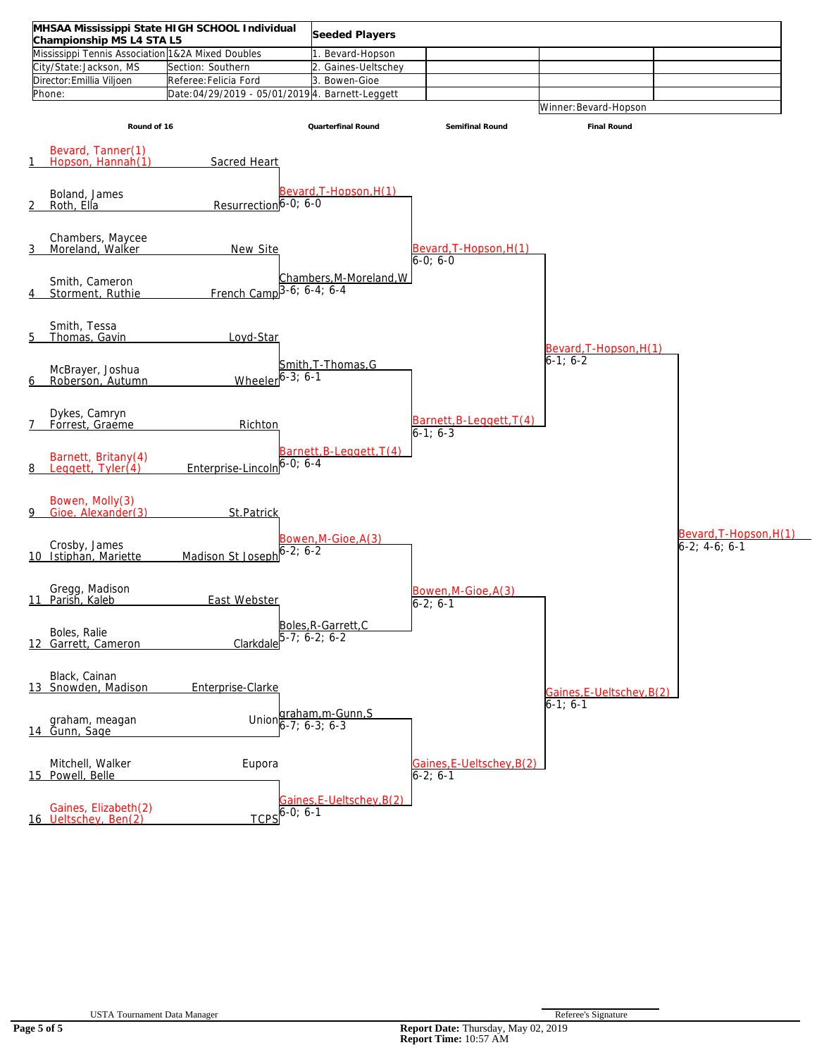| MHSAA Mississippi State HIGH SCHOOL Individual Championship MS L4 STA L5 | | Seeded Players |
|---|---|---|
| Mississippi Tennis Association | 1&2A Mixed Doubles | 1. Bevard-Hopson |
| City/State: Jackson, MS | Section: Southern | 2. Gaines-Ueltschey |
| Director: Emillia Viljoen | Referee: Felicia Ford | 3. Bowen-Gioe |
| Phone: | Date: 04/29/2019 - 05/01/2019 | 4. Barnett-Leggett |

Winner: Bevard-Hopson

**Round of 16**

| # | Players | School |
|---|---|---|
| 1 | Bevard, Tanner(1) / Hopson, Hannah(1) | Sacred Heart |
| 2 | Boland, James / Roth, Ella | Resurrection |
| 3 | Chambers, Maycee / Moreland, Walker | New Site |
| 4 | Smith, Cameron / Storment, Ruthie | French Camp |
| 5 | Smith, Tessa / Thomas, Gavin | Loyd-Star |
| 6 | McBrayer, Joshua / Roberson, Autumn | Wheeler |
| 7 | Dykes, Camryn / Forrest, Graeme | Richton |
| 8 | Barnett, Britany(4) / Leggett, Tyler(4) | Enterprise-Lincoln |
| 9 | Bowen, Molly(3) / Gioe, Alexander(3) | St.Patrick |
| 10 | Crosby, James / Istiphan, Mariette | Madison St Joseph |
| 11 | Gregg, Madison / Parish, Kaleb | East Webster |
| 12 | Boles, Ralie / Garrett, Cameron | Clarkdale |
| 13 | Black, Cainan / Snowden, Madison | Enterprise-Clarke |
| 14 | graham, meagan / Gunn, Sage | Union |
| 15 | Mitchell, Walker / Powell, Belle | Eupora |
| 16 | Gaines, Elizabeth(2) / Ueltschey, Ben(2) | TCPS |

**Quarterfinal Round**

- Bevard,T-Hopson,H(1) 6-0; 6-0
- Chambers,M-Moreland,W 3-6; 6-4; 6-4
- Smith,T-Thomas,G 6-3; 6-1
- Barnett,B-Leggett,T(4) 6-0; 6-4
- Bowen,M-Gioe,A(3) 6-2; 6-2
- Boles,R-Garrett,C 5-7; 6-2; 6-2
- graham,m-Gunn,S 6-7; 6-3; 6-3
- Gaines,E-Ueltschey,B(2) 6-0; 6-1

**Semifinal Round**

- Bevard,T-Hopson,H(1) 6-0; 6-0
- Barnett,B-Leggett,T(4) 6-1; 6-3
- Bowen,M-Gioe,A(3) 6-2; 6-1
- Gaines,E-Ueltschey,B(2) 6-2; 6-1

**Final Round**

- Bevard,T-Hopson,H(1) 6-1; 6-2
- Gaines,E-Ueltschey,B(2) 6-1; 6-1

**Winner**

- Bevard,T-Hopson,H(1) 6-2; 4-6; 6-1

USTA Tournament Data Manager

Referee's Signature

**Report Date:** Thursday, May 02, 2019
**Report Time:** 10:57 AM